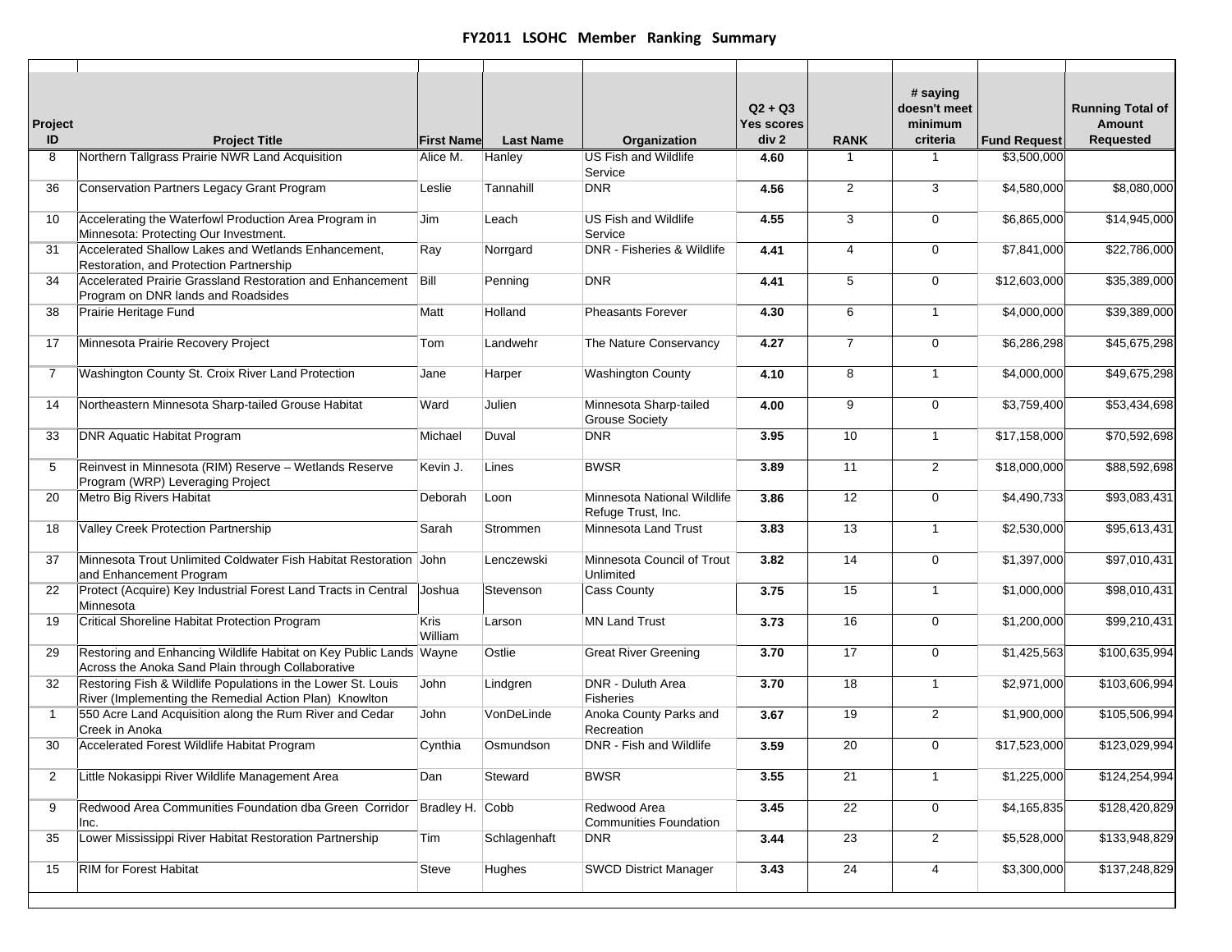# FY2011 LSOHC Member Ranking Summary

| Project ID | Project Title | First Name | Last Name | Organization | Q2 + Q3 Yes scores div 2 | RANK | # saying doesn't meet minimum criteria | Fund Request | Running Total of Amount Requested |
|---|---|---|---|---|---|---|---|---|---|
| 8 | Northern Tallgrass Prairie NWR Land Acquisition | Alice M. | Hanley | US Fish and Wildlife Service | **4.60** | 1 | 1 | $3,500,000 | |
| 36 | Conservation Partners Legacy Grant Program | Leslie | Tannahill | DNR | **4.56** | 2 | 3 | $4,580,000 | $8,080,000 |
| 10 | Accelerating the Waterfowl Production Area Program in Minnesota: Protecting Our Investment. | Jim | Leach | US Fish and Wildlife Service | **4.55** | 3 | 0 | $6,865,000 | $14,945,000 |
| 31 | Accelerated Shallow Lakes and Wetlands Enhancement, Restoration, and Protection Partnership | Ray | Norrgard | DNR - Fisheries & Wildlife | **4.41** | 4 | 0 | $7,841,000 | $22,786,000 |
| 34 | Accelerated Prairie Grassland Restoration and Enhancement Program on DNR lands and Roadsides | Bill | Penning | DNR | **4.41** | 5 | 0 | $12,603,000 | $35,389,000 |
| 38 | Prairie Heritage Fund | Matt | Holland | Pheasants Forever | **4.30** | 6 | 1 | $4,000,000 | $39,389,000 |
| 17 | Minnesota Prairie Recovery Project | Tom | Landwehr | The Nature Conservancy | **4.27** | 7 | 0 | $6,286,298 | $45,675,298 |
| 7 | Washington County St. Croix River Land Protection | Jane | Harper | Washington County | **4.10** | 8 | 1 | $4,000,000 | $49,675,298 |
| 14 | Northeastern Minnesota Sharp-tailed Grouse Habitat | Ward | Julien | Minnesota Sharp-tailed Grouse Society | **4.00** | 9 | 0 | $3,759,400 | $53,434,698 |
| 33 | DNR Aquatic Habitat Program | Michael | Duval | DNR | **3.95** | 10 | 1 | $17,158,000 | $70,592,698 |
| 5 | Reinvest in Minnesota (RIM) Reserve – Wetlands Reserve Program (WRP) Leveraging Project | Kevin J. | Lines | BWSR | **3.89** | 11 | 2 | $18,000,000 | $88,592,698 |
| 20 | Metro Big Rivers Habitat | Deborah | Loon | Minnesota National Wildlife Refuge Trust, Inc. | **3.86** | 12 | 0 | $4,490,733 | $93,083,431 |
| 18 | Valley Creek Protection Partnership | Sarah | Strommen | Minnesota Land Trust | **3.83** | 13 | 1 | $2,530,000 | $95,613,431 |
| 37 | Minnesota Trout Unlimited Coldwater Fish Habitat Restoration and Enhancement Program | John | Lenczewski | Minnesota Council of Trout Unlimited | **3.82** | 14 | 0 | $1,397,000 | $97,010,431 |
| 22 | Protect (Acquire) Key Industrial Forest Land Tracts in Central Minnesota | Joshua | Stevenson | Cass County | **3.75** | 15 | 1 | $1,000,000 | $98,010,431 |
| 19 | Critical Shoreline Habitat Protection Program | Kris William | Larson | MN Land Trust | **3.73** | 16 | 0 | $1,200,000 | $99,210,431 |
| 29 | Restoring and Enhancing Wildlife Habitat on Key Public Lands Across the Anoka Sand Plain through Collaborative | Wayne | Ostlie | Great River Greening | **3.70** | 17 | 0 | $1,425,563 | $100,635,994 |
| 32 | Restoring Fish & Wildlife Populations in the Lower St. Louis River (Implementing the Remedial Action Plan) Knowlton | John | Lindgren | DNR - Duluth Area Fisheries | **3.70** | 18 | 1 | $2,971,000 | $103,606,994 |
| 1 | 550 Acre Land Acquisition along the Rum River and Cedar Creek in Anoka | John | VonDeLinde | Anoka County Parks and Recreation | **3.67** | 19 | 2 | $1,900,000 | $105,506,994 |
| 30 | Accelerated Forest Wildlife Habitat Program | Cynthia | Osmundson | DNR - Fish and Wildlife | **3.59** | 20 | 0 | $17,523,000 | $123,029,994 |
| 2 | Little Nokasippi River Wildlife Management Area | Dan | Steward | BWSR | **3.55** | 21 | 1 | $1,225,000 | $124,254,994 |
| 9 | Redwood Area Communities Foundation dba Green Corridor Inc. | Bradley H. | Cobb | Redwood Area Communities Foundation | **3.45** | 22 | 0 | $4,165,835 | $128,420,829 |
| 35 | Lower Mississippi River Habitat Restoration Partnership | Tim | Schlagenhaft | DNR | **3.44** | 23 | 2 | $5,528,000 | $133,948,829 |
| 15 | RIM for Forest Habitat | Steve | Hughes | SWCD District Manager | **3.43** | 24 | 4 | $3,300,000 | $137,248,829 |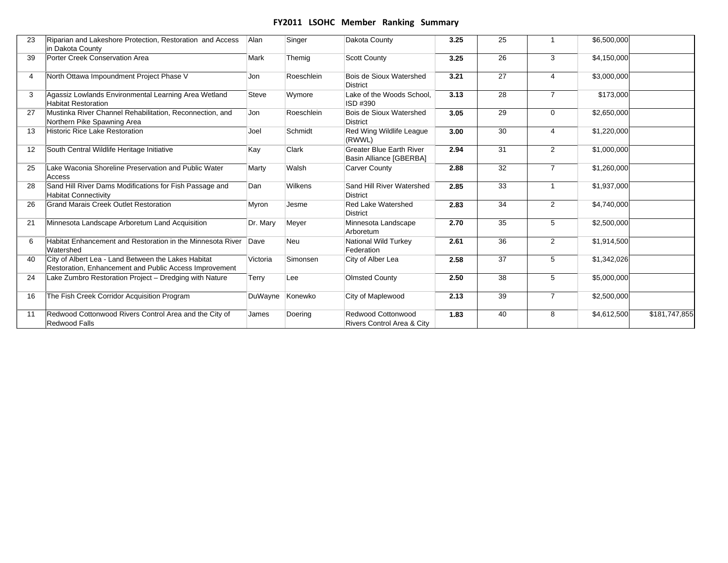## FY2011 LSOHC Member Ranking Summary

| | | | | | | | | | |
|---|---|---|---|---|---|---|---|---|---|
| 23 | Riparian and Lakeshore Protection, Restoration and Access in Dakota County | Alan | Singer | Dakota County | **3.25** | 25 | 1 | $6,500,000 | |
| 39 | Porter Creek Conservation Area | Mark | Themig | Scott County | **3.25** | 26 | 3 | $4,150,000 | |
| 4 | North Ottawa Impoundment Project Phase V | Jon | Roeschlein | Bois de Sioux Watershed District | **3.21** | 27 | 4 | $3,000,000 | |
| 3 | Agassiz Lowlands Environmental Learning Area Wetland Habitat Restoration | Steve | Wymore | Lake of the Woods School, ISD #390 | **3.13** | 28 | 7 | $173,000 | |
| 27 | Mustinka River Channel Rehabilitation, Reconnection, and Northern Pike Spawning Area | Jon | Roeschlein | Bois de Sioux Watershed District | **3.05** | 29 | 0 | $2,650,000 | |
| 13 | Historic Rice Lake Restoration | Joel | Schmidt | Red Wing Wildlife League (RWWL) | **3.00** | 30 | 4 | $1,220,000 | |
| 12 | South Central Wildlife Heritage Initiative | Kay | Clark | Greater Blue Earth River Basin Alliance [GBERBA] | **2.94** | 31 | 2 | $1,000,000 | |
| 25 | Lake Waconia Shoreline Preservation and Public Water Access | Marty | Walsh | Carver County | **2.88** | 32 | 7 | $1,260,000 | |
| 28 | Sand Hill River Dams Modifications for Fish Passage and Habitat Connectivity | Dan | Wilkens | Sand Hill River Watershed District | **2.85** | 33 | 1 | $1,937,000 | |
| 26 | Grand Marais Creek Outlet Restoration | Myron | Jesme | Red Lake Watershed District | **2.83** | 34 | 2 | $4,740,000 | |
| 21 | Minnesota Landscape Arboretum Land Acquisition | Dr. Mary | Meyer | Minnesota Landscape Arboretum | **2.70** | 35 | 5 | $2,500,000 | |
| 6 | Habitat Enhancement and Restoration in the Minnesota River Watershed | Dave | Neu | National Wild Turkey Federation | **2.61** | 36 | 2 | $1,914,500 | |
| 40 | City of Albert Lea - Land Between the Lakes Habitat Restoration, Enhancement and Public Access Improvement | Victoria | Simonsen | City of Alber Lea | **2.58** | 37 | 5 | $1,342,026 | |
| 24 | Lake Zumbro Restoration Project – Dredging with Nature | Terry | Lee | Olmsted County | **2.50** | 38 | 5 | $5,000,000 | |
| 16 | The Fish Creek Corridor Acquisition Program | DuWayne | Konewko | City of Maplewood | **2.13** | 39 | 7 | $2,500,000 | |
| 11 | Redwood Cottonwood Rivers Control Area and the City of Redwood Falls | James | Doering | Redwood Cottonwood Rivers Control Area & City | **1.83** | 40 | 8 | $4,612,500 | $181,747,855 |